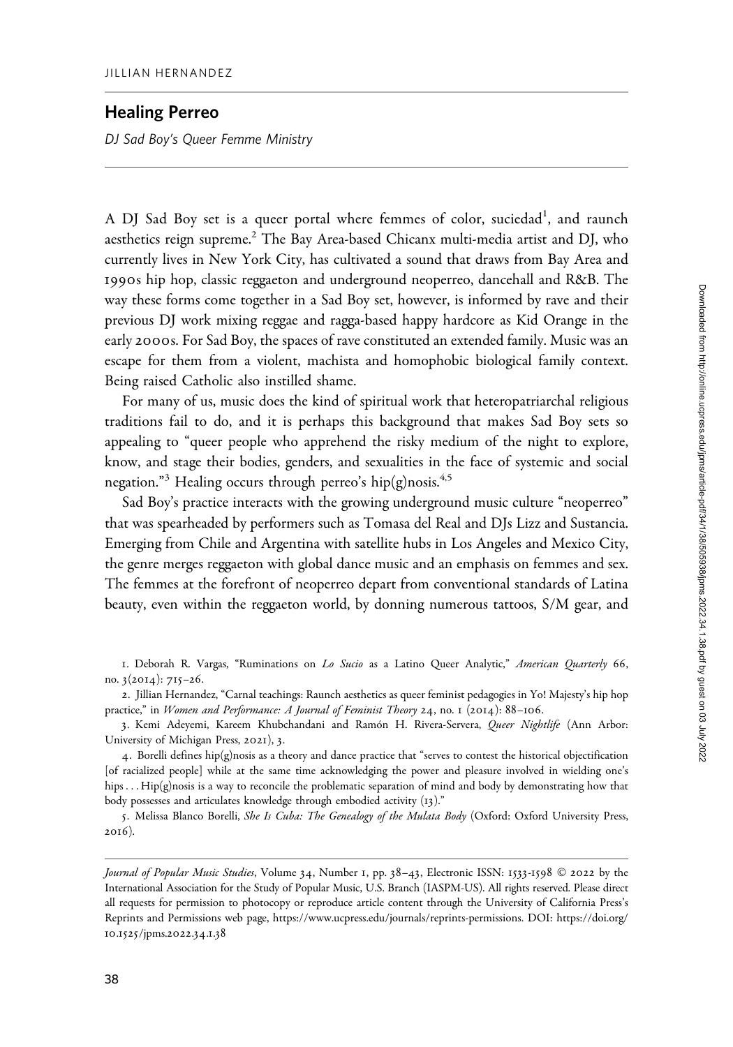JILLIAN HERNANDEZ

## Healing Perreo

*DJ Sad Boy's Queer Femme Ministry*

A DJ Sad Boy set is a queer portal where femmes of color, suciedad[1], and raunch aesthetics reign supreme.[2] The Bay Area-based Chicanx multi-media artist and DJ, who currently lives in New York City, has cultivated a sound that draws from Bay Area and 1990s hip hop, classic reggaeton and underground neoperreo, dancehall and R&B. The way these forms come together in a Sad Boy set, however, is informed by rave and their previous DJ work mixing reggae and ragga-based happy hardcore as Kid Orange in the early 2000s. For Sad Boy, the spaces of rave constituted an extended family. Music was an escape for them from a violent, machista and homophobic biological family context. Being raised Catholic also instilled shame.

For many of us, music does the kind of spiritual work that heteropatriarchal religious traditions fail to do, and it is perhaps this background that makes Sad Boy sets so appealing to "queer people who apprehend the risky medium of the night to explore, know, and stage their bodies, genders, and sexualities in the face of systemic and social negation."[3] Healing occurs through perreo's hip(g)nosis.[4,5]

Sad Boy's practice interacts with the growing underground music culture "neoperreo" that was spearheaded by performers such as Tomasa del Real and DJs Lizz and Sustancia. Emerging from Chile and Argentina with satellite hubs in Los Angeles and Mexico City, the genre merges reggaeton with global dance music and an emphasis on femmes and sex. The femmes at the forefront of neoperreo depart from conventional standards of Latina beauty, even within the reggaeton world, by donning numerous tattoos, S/M gear, and

1. Deborah R. Vargas, "Ruminations on *Lo Sucio* as a Latino Queer Analytic," *American Quarterly* 66, no. 3(2014): 715–26.

2. Jillian Hernandez, "Carnal teachings: Raunch aesthetics as queer feminist pedagogies in Yo! Majesty's hip hop practice," in *Women and Performance: A Journal of Feminist Theory* 24, no. 1 (2014): 88–106.

3. Kemi Adeyemi, Kareem Khubchandani and Ramón H. Rivera-Servera, *Queer Nightlife* (Ann Arbor: University of Michigan Press, 2021), 3.

4. Borelli defines hip(g)nosis as a theory and dance practice that "serves to contest the historical objectification [of racialized people] while at the same time acknowledging the power and pleasure involved in wielding one's hips . . . Hip(g)nosis is a way to reconcile the problematic separation of mind and body by demonstrating how that body possesses and articulates knowledge through embodied activity (13)."

5. Melissa Blanco Borelli, *She Is Cuba: The Genealogy of the Mulata Body* (Oxford: Oxford University Press, 2016).

*Journal of Popular Music Studies*, Volume 34, Number 1, pp. 38–43, Electronic ISSN: 1533-1598 © 2022 by the International Association for the Study of Popular Music, U.S. Branch (IASPM-US). All rights reserved. Please direct all requests for permission to photocopy or reproduce article content through the University of California Press's Reprints and Permissions web page, https://www.ucpress.edu/journals/reprints-permissions. DOI: https://doi.org/10.1525/jpms.2022.34.1.38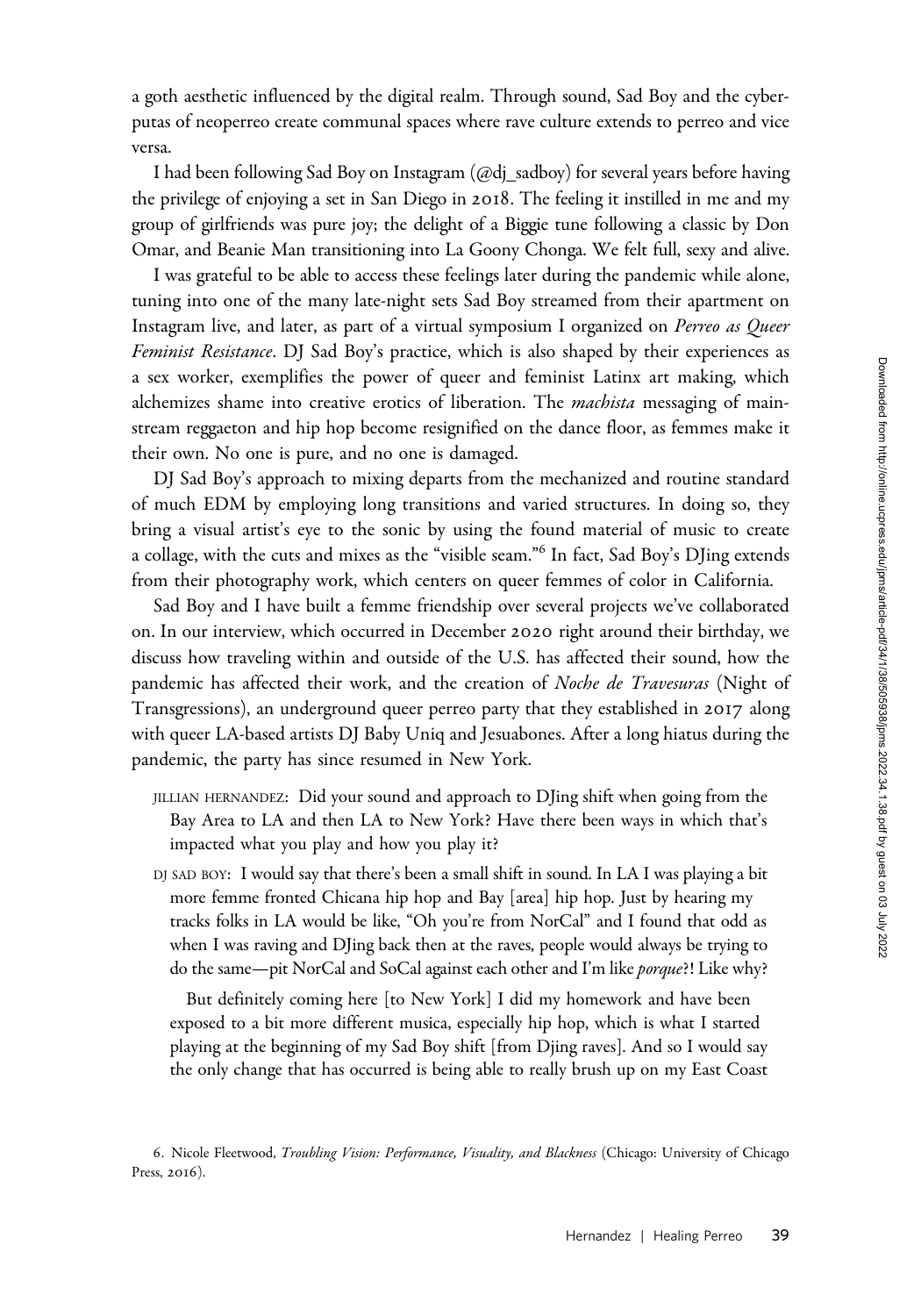a goth aesthetic influenced by the digital realm. Through sound, Sad Boy and the cyberputas of neoperreo create communal spaces where rave culture extends to perreo and vice versa.

I had been following Sad Boy on Instagram (@dj_sadboy) for several years before having the privilege of enjoying a set in San Diego in 2018. The feeling it instilled in me and my group of girlfriends was pure joy; the delight of a Biggie tune following a classic by Don Omar, and Beanie Man transitioning into La Goony Chonga. We felt full, sexy and alive.

I was grateful to be able to access these feelings later during the pandemic while alone, tuning into one of the many late-night sets Sad Boy streamed from their apartment on Instagram live, and later, as part of a virtual symposium I organized on *Perreo as Queer Feminist Resistance*. DJ Sad Boy's practice, which is also shaped by their experiences as a sex worker, exemplifies the power of queer and feminist Latinx art making, which alchemizes shame into creative erotics of liberation. The *machista* messaging of mainstream reggaeton and hip hop become resignified on the dance floor, as femmes make it their own. No one is pure, and no one is damaged.

DJ Sad Boy's approach to mixing departs from the mechanized and routine standard of much EDM by employing long transitions and varied structures. In doing so, they bring a visual artist's eye to the sonic by using the found material of music to create a collage, with the cuts and mixes as the "visible seam."[6] In fact, Sad Boy's DJing extends from their photography work, which centers on queer femmes of color in California.

Sad Boy and I have built a femme friendship over several projects we've collaborated on. In our interview, which occurred in December 2020 right around their birthday, we discuss how traveling within and outside of the U.S. has affected their sound, how the pandemic has affected their work, and the creation of *Noche de Travesuras* (Night of Transgressions), an underground queer perreo party that they established in 2017 along with queer LA-based artists DJ Baby Uniq and Jesuabones. After a long hiatus during the pandemic, the party has since resumed in New York.

JILLIAN HERNANDEZ: Did your sound and approach to DJing shift when going from the Bay Area to LA and then LA to New York? Have there been ways in which that's impacted what you play and how you play it?

DJ SAD BOY: I would say that there's been a small shift in sound. In LA I was playing a bit more femme fronted Chicana hip hop and Bay [area] hip hop. Just by hearing my tracks folks in LA would be like, "Oh you're from NorCal" and I found that odd as when I was raving and DJing back then at the raves, people would always be trying to do the same—pit NorCal and SoCal against each other and I'm like *porque*?! Like why?

But definitely coming here [to New York] I did my homework and have been exposed to a bit more different musica, especially hip hop, which is what I started playing at the beginning of my Sad Boy shift [from Djing raves]. And so I would say the only change that has occurred is being able to really brush up on my East Coast

6. Nicole Fleetwood, *Troubling Vision: Performance, Visuality, and Blackness* (Chicago: University of Chicago Press, 2016).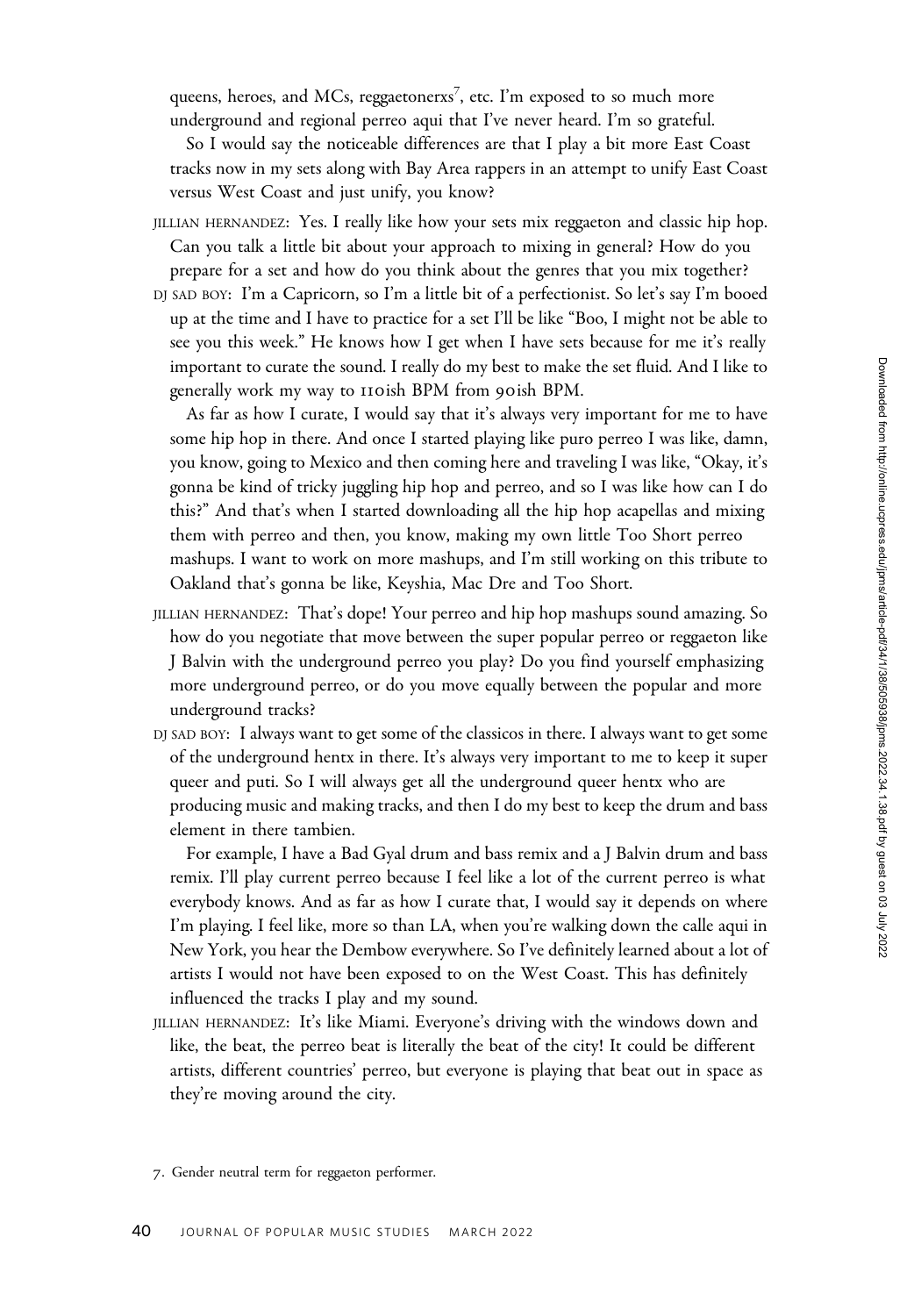queens, heroes, and MCs, reggaetonerxs[7], etc. I'm exposed to so much more underground and regional perreo aqui that I've never heard. I'm so grateful.

So I would say the noticeable differences are that I play a bit more East Coast tracks now in my sets along with Bay Area rappers in an attempt to unify East Coast versus West Coast and just unify, you know?

JILLIAN HERNANDEZ: Yes. I really like how your sets mix reggaeton and classic hip hop. Can you talk a little bit about your approach to mixing in general? How do you prepare for a set and how do you think about the genres that you mix together?

DJ SAD BOY: I'm a Capricorn, so I'm a little bit of a perfectionist. So let's say I'm booed up at the time and I have to practice for a set I'll be like "Boo, I might not be able to see you this week." He knows how I get when I have sets because for me it's really important to curate the sound. I really do my best to make the set fluid. And I like to generally work my way to 110ish BPM from 90ish BPM.

As far as how I curate, I would say that it's always very important for me to have some hip hop in there. And once I started playing like puro perreo I was like, damn, you know, going to Mexico and then coming here and traveling I was like, "Okay, it's gonna be kind of tricky juggling hip hop and perreo, and so I was like how can I do this?" And that's when I started downloading all the hip hop acapellas and mixing them with perreo and then, you know, making my own little Too Short perreo mashups. I want to work on more mashups, and I'm still working on this tribute to Oakland that's gonna be like, Keyshia, Mac Dre and Too Short.

JILLIAN HERNANDEZ: That's dope! Your perreo and hip hop mashups sound amazing. So how do you negotiate that move between the super popular perreo or reggaeton like J Balvin with the underground perreo you play? Do you find yourself emphasizing more underground perreo, or do you move equally between the popular and more underground tracks?

DJ SAD BOY: I always want to get some of the classicos in there. I always want to get some of the underground hentx in there. It's always very important to me to keep it super queer and puti. So I will always get all the underground queer hentx who are producing music and making tracks, and then I do my best to keep the drum and bass element in there tambien.

For example, I have a Bad Gyal drum and bass remix and a J Balvin drum and bass remix. I'll play current perreo because I feel like a lot of the current perreo is what everybody knows. And as far as how I curate that, I would say it depends on where I'm playing. I feel like, more so than LA, when you're walking down the calle aqui in New York, you hear the Dembow everywhere. So I've definitely learned about a lot of artists I would not have been exposed to on the West Coast. This has definitely influenced the tracks I play and my sound.

JILLIAN HERNANDEZ: It's like Miami. Everyone's driving with the windows down and like, the beat, the perreo beat is literally the beat of the city! It could be different artists, different countries' perreo, but everyone is playing that beat out in space as they're moving around the city.

7. Gender neutral term for reggaeton performer.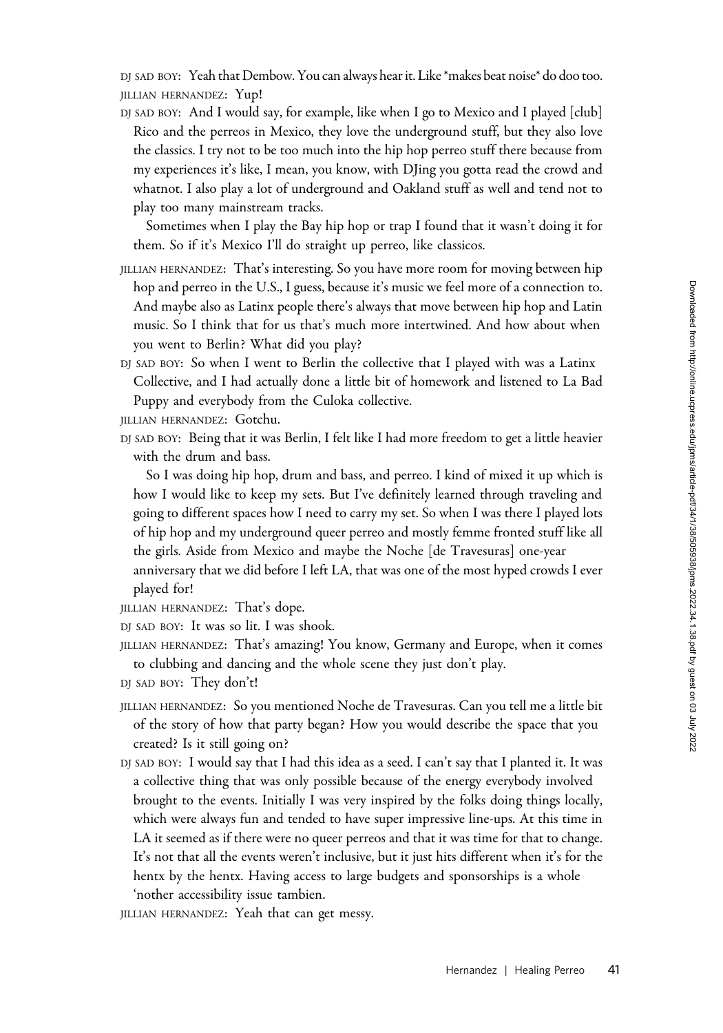DJ SAD BOY: Yeah that Dembow. You can always hear it. Like *makes beat noise* do doo too.

JILLIAN HERNANDEZ: Yup!

DJ SAD BOY: And I would say, for example, like when I go to Mexico and I played [club] Rico and the perreos in Mexico, they love the underground stuff, but they also love the classics. I try not to be too much into the hip hop perreo stuff there because from my experiences it's like, I mean, you know, with DJing you gotta read the crowd and whatnot. I also play a lot of underground and Oakland stuff as well and tend not to play too many mainstream tracks.

Sometimes when I play the Bay hip hop or trap I found that it wasn't doing it for them. So if it's Mexico I'll do straight up perreo, like classicos.

JILLIAN HERNANDEZ: That's interesting. So you have more room for moving between hip hop and perreo in the U.S., I guess, because it's music we feel more of a connection to. And maybe also as Latinx people there's always that move between hip hop and Latin music. So I think that for us that's much more intertwined. And how about when you went to Berlin? What did you play?

DJ SAD BOY: So when I went to Berlin the collective that I played with was a Latinx Collective, and I had actually done a little bit of homework and listened to La Bad Puppy and everybody from the Culoka collective.

JILLIAN HERNANDEZ: Gotchu.

DJ SAD BOY: Being that it was Berlin, I felt like I had more freedom to get a little heavier with the drum and bass.

So I was doing hip hop, drum and bass, and perreo. I kind of mixed it up which is how I would like to keep my sets. But I've definitely learned through traveling and going to different spaces how I need to carry my set. So when I was there I played lots of hip hop and my underground queer perreo and mostly femme fronted stuff like all the girls. Aside from Mexico and maybe the Noche [de Travesuras] one-year anniversary that we did before I left LA, that was one of the most hyped crowds I ever played for!

JILLIAN HERNANDEZ: That's dope.

DJ SAD BOY: It was so lit. I was shook.

JILLIAN HERNANDEZ: That's amazing! You know, Germany and Europe, when it comes to clubbing and dancing and the whole scene they just don't play.

DJ SAD BOY: They don't!

JILLIAN HERNANDEZ: So you mentioned Noche de Travesuras. Can you tell me a little bit of the story of how that party began? How you would describe the space that you created? Is it still going on?

DJ SAD BOY: I would say that I had this idea as a seed. I can't say that I planted it. It was a collective thing that was only possible because of the energy everybody involved brought to the events. Initially I was very inspired by the folks doing things locally, which were always fun and tended to have super impressive line-ups. At this time in LA it seemed as if there were no queer perreos and that it was time for that to change. It's not that all the events weren't inclusive, but it just hits different when it's for the hentx by the hentx. Having access to large budgets and sponsorships is a whole 'nother accessibility issue tambien.

JILLIAN HERNANDEZ: Yeah that can get messy.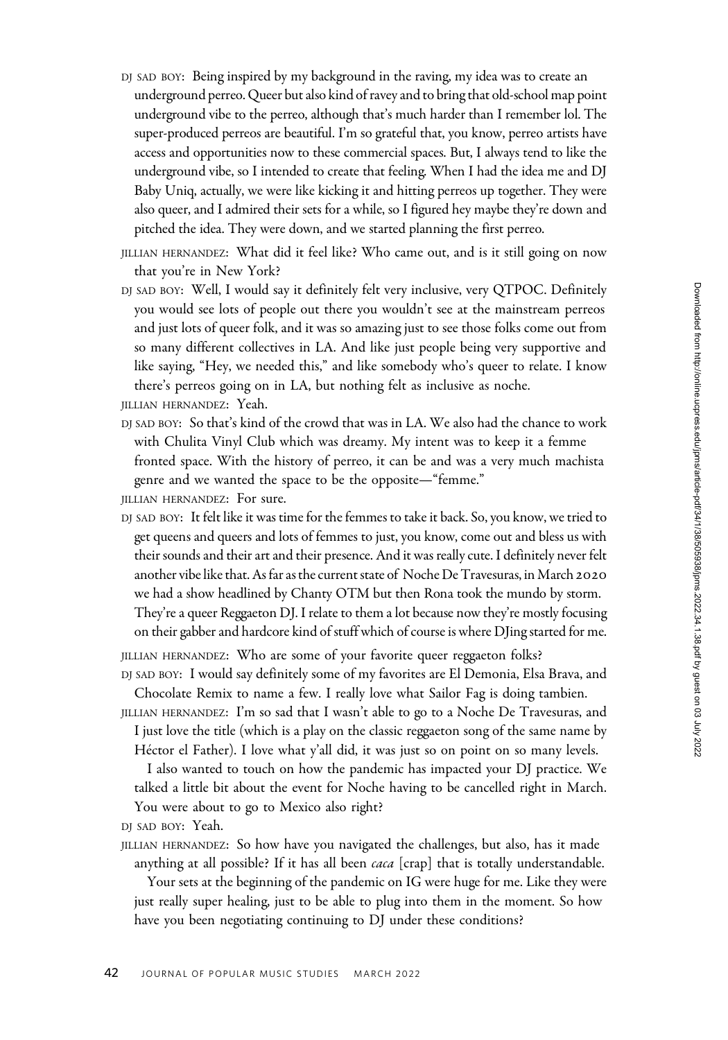DJ SAD BOY: Being inspired by my background in the raving, my idea was to create an underground perreo. Queer but also kind of ravey and to bring that old-school map point underground vibe to the perreo, although that's much harder than I remember lol. The super-produced perreos are beautiful. I'm so grateful that, you know, perreo artists have access and opportunities now to these commercial spaces. But, I always tend to like the underground vibe, so I intended to create that feeling. When I had the idea me and DJ Baby Uniq, actually, we were like kicking it and hitting perreos up together. They were also queer, and I admired their sets for a while, so I figured hey maybe they're down and pitched the idea. They were down, and we started planning the first perreo.

JILLIAN HERNANDEZ: What did it feel like? Who came out, and is it still going on now that you're in New York?

DJ SAD BOY: Well, I would say it definitely felt very inclusive, very QTPOC. Definitely you would see lots of people out there you wouldn't see at the mainstream perreos and just lots of queer folk, and it was so amazing just to see those folks come out from so many different collectives in LA. And like just people being very supportive and like saying, "Hey, we needed this," and like somebody who's queer to relate. I know there's perreos going on in LA, but nothing felt as inclusive as noche.

JILLIAN HERNANDEZ: Yeah.

DJ SAD BOY: So that's kind of the crowd that was in LA. We also had the chance to work with Chulita Vinyl Club which was dreamy. My intent was to keep it a femme fronted space. With the history of perreo, it can be and was a very much machista genre and we wanted the space to be the opposite—"femme."

JILLIAN HERNANDEZ: For sure.

DJ SAD BOY: It felt like it was time for the femmes to take it back. So, you know, we tried to get queens and queers and lots of femmes to just, you know, come out and bless us with their sounds and their art and their presence. And it was really cute. I definitely never felt another vibe like that. As far as the current state of Noche De Travesuras, in March 2020 we had a show headlined by Chanty OTM but then Rona took the mundo by storm. They're a queer Reggaeton DJ. I relate to them a lot because now they're mostly focusing on their gabber and hardcore kind of stuff which of course is where DJing started for me.

JILLIAN HERNANDEZ: Who are some of your favorite queer reggaeton folks?

DJ SAD BOY: I would say definitely some of my favorites are El Demonia, Elsa Brava, and Chocolate Remix to name a few. I really love what Sailor Fag is doing tambien.

JILLIAN HERNANDEZ: I'm so sad that I wasn't able to go to a Noche De Travesuras, and I just love the title (which is a play on the classic reggaeton song of the same name by Héctor el Father). I love what y'all did, it was just so on point on so many levels.

I also wanted to touch on how the pandemic has impacted your DJ practice. We talked a little bit about the event for Noche having to be cancelled right in March. You were about to go to Mexico also right?

DJ SAD BOY: Yeah.

JILLIAN HERNANDEZ: So how have you navigated the challenges, but also, has it made anything at all possible? If it has all been *caca* [crap] that is totally understandable.

Your sets at the beginning of the pandemic on IG were huge for me. Like they were just really super healing, just to be able to plug into them in the moment. So how have you been negotiating continuing to DJ under these conditions?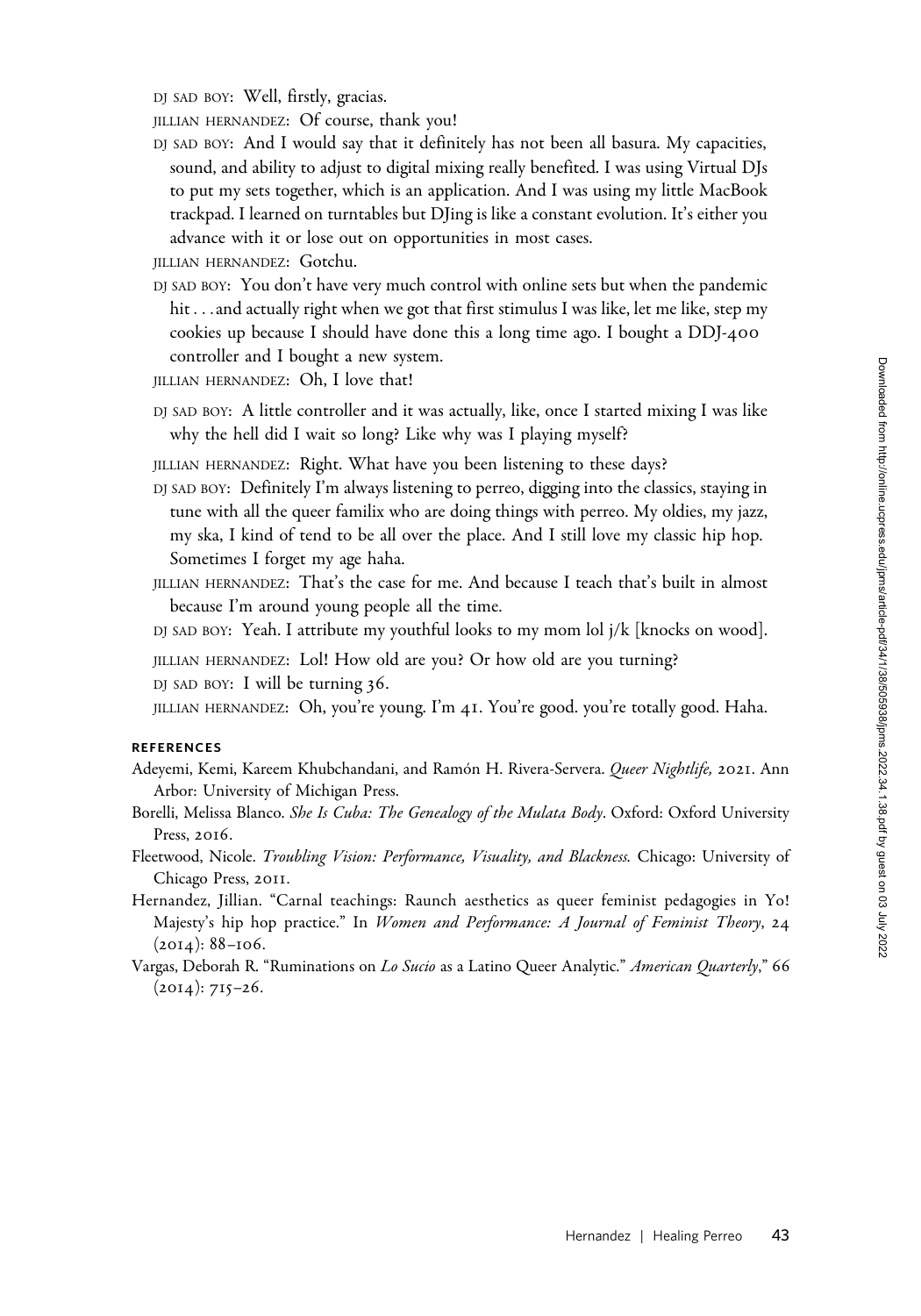DJ SAD BOY: Well, firstly, gracias.

JILLIAN HERNANDEZ: Of course, thank you!

DJ SAD BOY: And I would say that it definitely has not been all basura. My capacities, sound, and ability to adjust to digital mixing really benefited. I was using Virtual DJs to put my sets together, which is an application. And I was using my little MacBook trackpad. I learned on turntables but DJing is like a constant evolution. It's either you advance with it or lose out on opportunities in most cases.

JILLIAN HERNANDEZ: Gotchu.

DJ SAD BOY: You don't have very much control with online sets but when the pandemic hit . . . and actually right when we got that first stimulus I was like, let me like, step my cookies up because I should have done this a long time ago. I bought a DDJ-400 controller and I bought a new system.

JILLIAN HERNANDEZ: Oh, I love that!

DJ SAD BOY: A little controller and it was actually, like, once I started mixing I was like why the hell did I wait so long? Like why was I playing myself?

JILLIAN HERNANDEZ: Right. What have you been listening to these days?

DJ SAD BOY: Definitely I'm always listening to perreo, digging into the classics, staying in tune with all the queer familix who are doing things with perreo. My oldies, my jazz, my ska, I kind of tend to be all over the place. And I still love my classic hip hop. Sometimes I forget my age haha.

JILLIAN HERNANDEZ: That's the case for me. And because I teach that's built in almost because I'm around young people all the time.

DJ SAD BOY: Yeah. I attribute my youthful looks to my mom lol j/k [knocks on wood].

JILLIAN HERNANDEZ: Lol! How old are you? Or how old are you turning?

DJ SAD BOY: I will be turning 36.

JILLIAN HERNANDEZ: Oh, you're young. I'm 41. You're good. you're totally good. Haha.

## REFERENCES

Adeyemi, Kemi, Kareem Khubchandani, and Ramón H. Rivera-Servera. *Queer Nightlife,* 2021. Ann Arbor: University of Michigan Press.

Borelli, Melissa Blanco. *She Is Cuba: The Genealogy of the Mulata Body*. Oxford: Oxford University Press, 2016.

Fleetwood, Nicole. *Troubling Vision: Performance, Visuality, and Blackness.* Chicago: University of Chicago Press, 2011.

Hernandez, Jillian. "Carnal teachings: Raunch aesthetics as queer feminist pedagogies in Yo! Majesty's hip hop practice." In *Women and Performance: A Journal of Feminist Theory*, 24 (2014): 88–106.

Vargas, Deborah R. "Ruminations on *Lo Sucio* as a Latino Queer Analytic." *American Quarterly*," 66 (2014): 715–26.